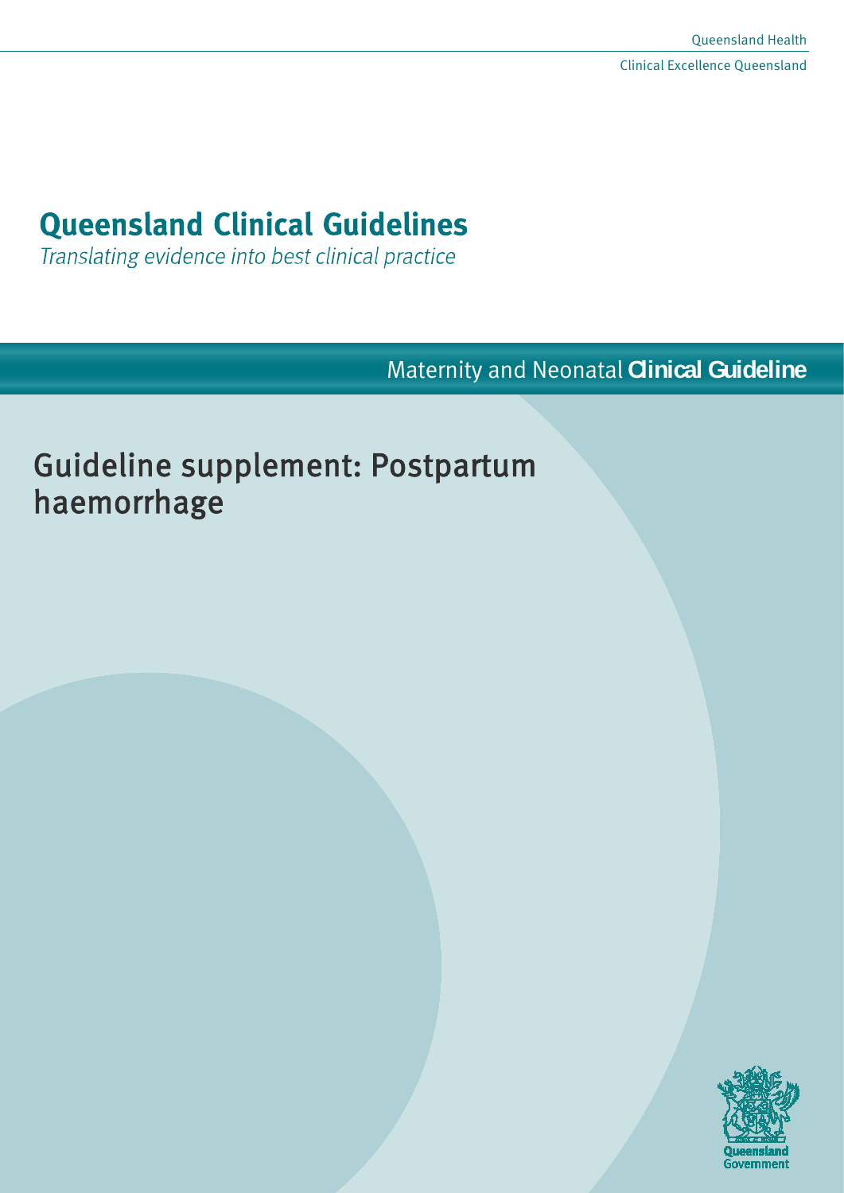Queensland Health

Clinical Excellence Queensland

# Queensland Clinical Guidelines

*Translating evidence into best clinical practice*

Maternity and Neonatal **Clinical Guideline**

## Guideline supplement: Postpartum haemorrhage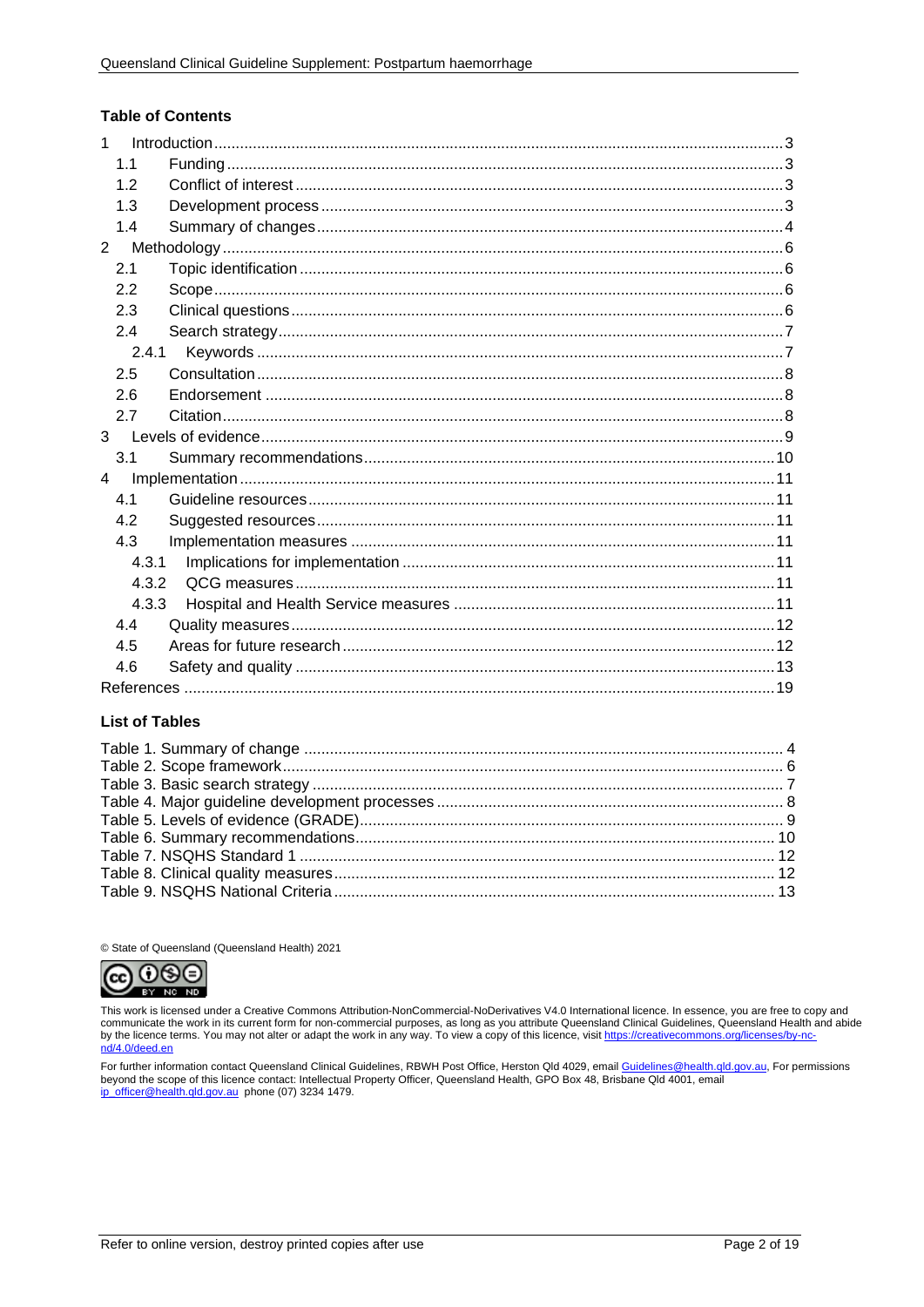## Table of Contents

| | | |
|---|---|---|
| 1 | Introduction | 3 |
| 1.1 | Funding | 3 |
| 1.2 | Conflict of interest | 3 |
| 1.3 | Development process | 3 |
| 1.4 | Summary of changes | 4 |
| 2 | Methodology | 6 |
| 2.1 | Topic identification | 6 |
| 2.2 | Scope | 6 |
| 2.3 | Clinical questions | 6 |
| 2.4 | Search strategy | 7 |
| 2.4.1 | Keywords | 7 |
| 2.5 | Consultation | 8 |
| 2.6 | Endorsement | 8 |
| 2.7 | Citation | 8 |
| 3 | Levels of evidence | 9 |
| 3.1 | Summary recommendations | 10 |
| 4 | Implementation | 11 |
| 4.1 | Guideline resources | 11 |
| 4.2 | Suggested resources | 11 |
| 4.3 | Implementation measures | 11 |
| 4.3.1 | Implications for implementation | 11 |
| 4.3.2 | QCG measures | 11 |
| 4.3.3 | Hospital and Health Service measures | 11 |
| 4.4 | Quality measures | 12 |
| 4.5 | Areas for future research | 12 |
| 4.6 | Safety and quality | 13 |
| | References | 19 |

## List of Tables

| | |
|---|---|
| Table 1. Summary of change | 4 |
| Table 2. Scope framework | 6 |
| Table 3. Basic search strategy | 7 |
| Table 4. Major guideline development processes | 8 |
| Table 5. Levels of evidence (GRADE) | 9 |
| Table 6. Summary recommendations | 10 |
| Table 7. NSQHS Standard 1 | 12 |
| Table 8. Clinical quality measures | 12 |
| Table 9. NSQHS National Criteria | 13 |

© State of Queensland (Queensland Health) 2021

This work is licensed under a Creative Commons Attribution-NonCommercial-NoDerivatives V4.0 International licence. In essence, you are free to copy and communicate the work in its current form for non-commercial purposes, as long as you attribute Queensland Clinical Guidelines, Queensland Health and abide by the licence terms. You may not alter or adapt the work in any way. To view a copy of this licence, visit https://creativecommons.org/licenses/by-nc-nd/4.0/deed.en

For further information contact Queensland Clinical Guidelines, RBWH Post Office, Herston Qld 4029, email Guidelines@health.qld.gov.au, For permissions beyond the scope of this licence contact: Intellectual Property Officer, Queensland Health, GPO Box 48, Brisbane Qld 4001, email ip_officer@health.qld.gov.au phone (07) 3234 1479.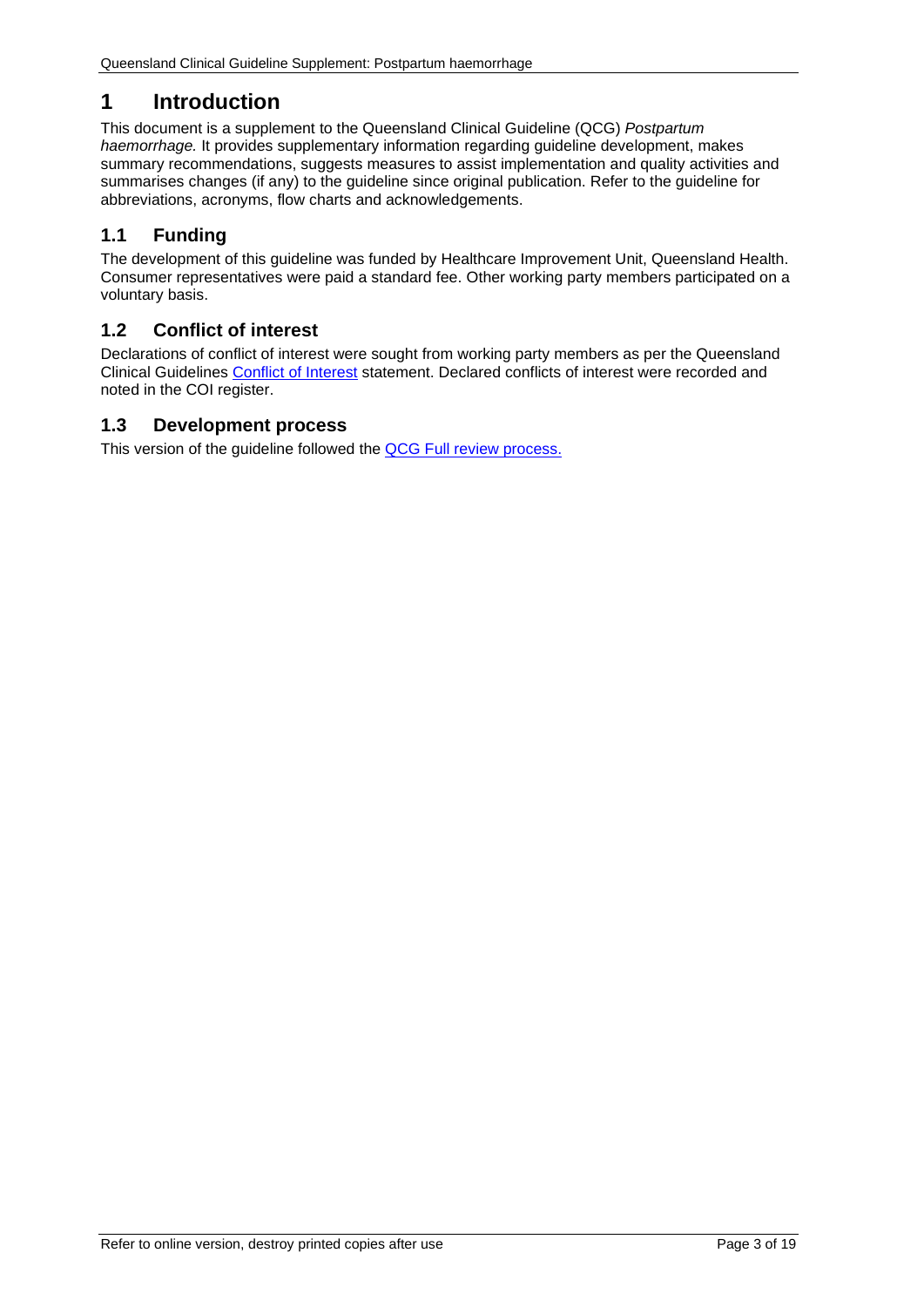# 1 Introduction

This document is a supplement to the Queensland Clinical Guideline (QCG) *Postpartum haemorrhage.* It provides supplementary information regarding guideline development, makes summary recommendations, suggests measures to assist implementation and quality activities and summarises changes (if any) to the guideline since original publication. Refer to the guideline for abbreviations, acronyms, flow charts and acknowledgements.

## 1.1 Funding

The development of this guideline was funded by Healthcare Improvement Unit, Queensland Health. Consumer representatives were paid a standard fee. Other working party members participated on a voluntary basis.

## 1.2 Conflict of interest

Declarations of conflict of interest were sought from working party members as per the Queensland Clinical Guidelines Conflict of Interest statement. Declared conflicts of interest were recorded and noted in the COI register.

## 1.3 Development process

This version of the guideline followed the QCG Full review process.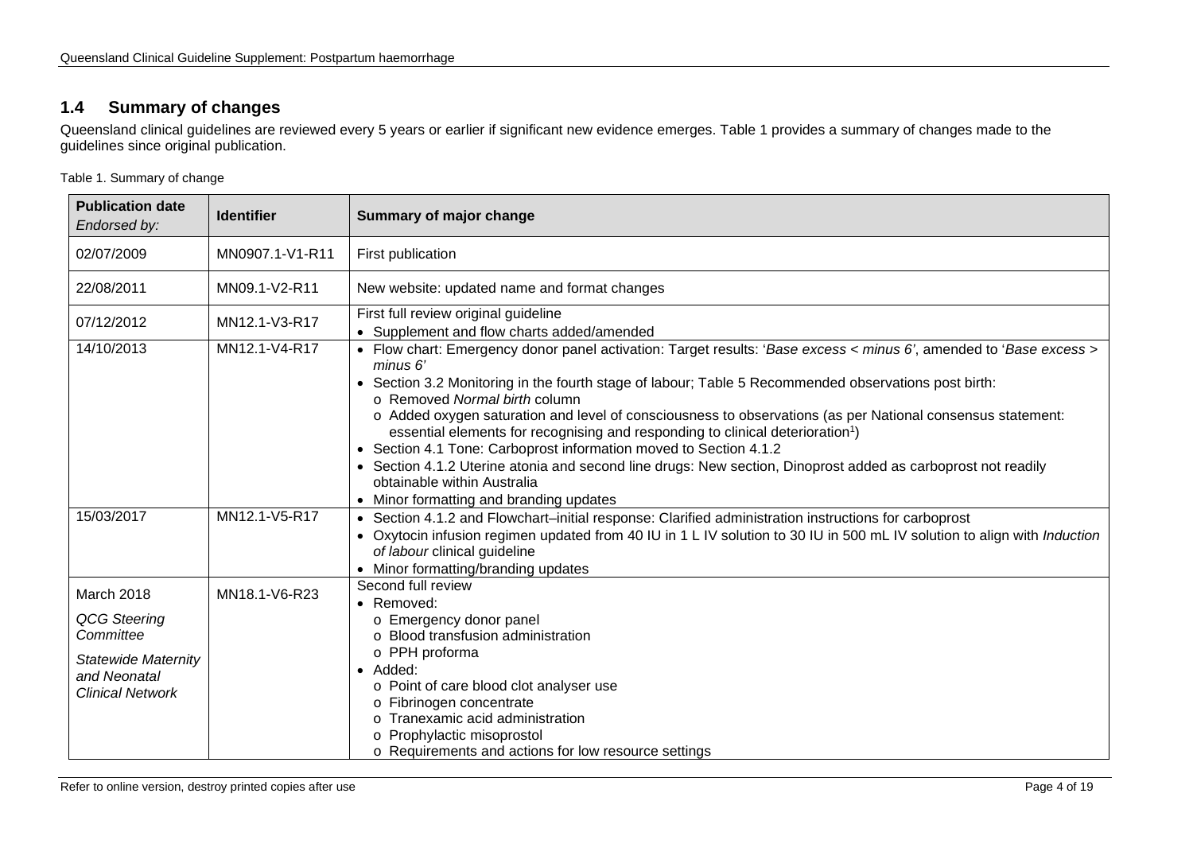## 1.4 Summary of changes

Queensland clinical guidelines are reviewed every 5 years or earlier if significant new evidence emerges. Table 1 provides a summary of changes made to the guidelines since original publication.

Table 1. Summary of change

| **Publication date** *Endorsed by:* | **Identifier** | **Summary of major change** |
|---|---|---|
| 02/07/2009 | MN0907.1-V1-R11 | First publication |
| 22/08/2011 | MN09.1-V2-R11 | New website: updated name and format changes |
| 07/12/2012 | MN12.1-V3-R17 | First full review original guideline<br>• Supplement and flow charts added/amended |
| 14/10/2013 | MN12.1-V4-R17 | • Flow chart: Emergency donor panel activation: Target results: '*Base excess < minus 6*', amended to '*Base excess > minus 6*'<br>• Section 3.2 Monitoring in the fourth stage of labour; Table 5 Recommended observations post birth:<br>  o Removed *Normal birth* column<br>  o Added oxygen saturation and level of consciousness to observations (as per National consensus statement: essential elements for recognising and responding to clinical deterioration[1])<br>• Section 4.1 Tone: Carboprost information moved to Section 4.1.2<br>• Section 4.1.2 Uterine atonia and second line drugs: New section, Dinoprost added as carboprost not readily obtainable within Australia<br>• Minor formatting and branding updates |
| 15/03/2017 | MN12.1-V5-R17 | • Section 4.1.2 and Flowchart–initial response: Clarified administration instructions for carboprost<br>• Oxytocin infusion regimen updated from 40 IU in 1 L IV solution to 30 IU in 500 mL IV solution to align with *Induction of labour* clinical guideline<br>• Minor formatting/branding updates |
| March 2018<br><br>*QCG Steering Committee*<br><br>*Statewide Maternity and Neonatal Clinical Network* | MN18.1-V6-R23 | Second full review<br>• Removed:<br>  o Emergency donor panel<br>  o Blood transfusion administration<br>  o PPH proforma<br>• Added:<br>  o Point of care blood clot analyser use<br>  o Fibrinogen concentrate<br>  o Tranexamic acid administration<br>  o Prophylactic misoprostol<br>  o Requirements and actions for low resource settings |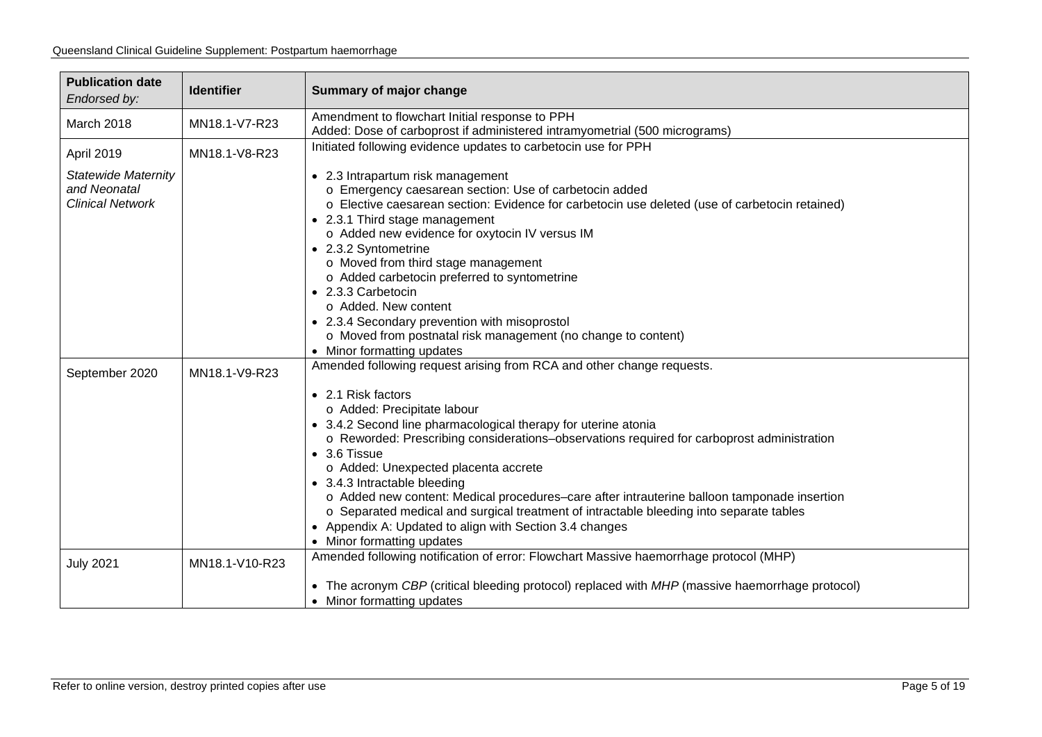| **Publication date** *Endorsed by:* | **Identifier** | **Summary of major change** |
|---|---|---|
| March 2018 | MN18.1-V7-R23 | Amendment to flowchart Initial response to PPH<br>Added: Dose of carboprost if administered intramyometrial (500 micrograms) |
| April 2019<br><br>*Statewide Maternity and Neonatal Clinical Network* | MN18.1-V8-R23 | Initiated following evidence updates to carbetocin use for PPH<br><br>• 2.3 Intrapartum risk management<br>  o Emergency caesarean section: Use of carbetocin added<br>  o Elective caesarean section: Evidence for carbetocin use deleted (use of carbetocin retained)<br>• 2.3.1 Third stage management<br>  o Added new evidence for oxytocin IV versus IM<br>• 2.3.2 Syntometrine<br>  o Moved from third stage management<br>  o Added carbetocin preferred to syntometrine<br>• 2.3.3 Carbetocin<br>  o Added. New content<br>• 2.3.4 Secondary prevention with misoprostol<br>  o Moved from postnatal risk management (no change to content)<br>• Minor formatting updates |
| September 2020 | MN18.1-V9-R23 | Amended following request arising from RCA and other change requests.<br><br>• 2.1 Risk factors<br>  o Added: Precipitate labour<br>• 3.4.2 Second line pharmacological therapy for uterine atonia<br>  o Reworded: Prescribing considerations–observations required for carboprost administration<br>• 3.6 Tissue<br>  o Added: Unexpected placenta accrete<br>• 3.4.3 Intractable bleeding<br>  o Added new content: Medical procedures–care after intrauterine balloon tamponade insertion<br>  o Separated medical and surgical treatment of intractable bleeding into separate tables<br>• Appendix A: Updated to align with Section 3.4 changes<br>• Minor formatting updates |
| July 2021 | MN18.1-V10-R23 | Amended following notification of error: Flowchart Massive haemorrhage protocol (MHP)<br><br>• The acronym *CBP* (critical bleeding protocol) replaced with *MHP* (massive haemorrhage protocol)<br>• Minor formatting updates |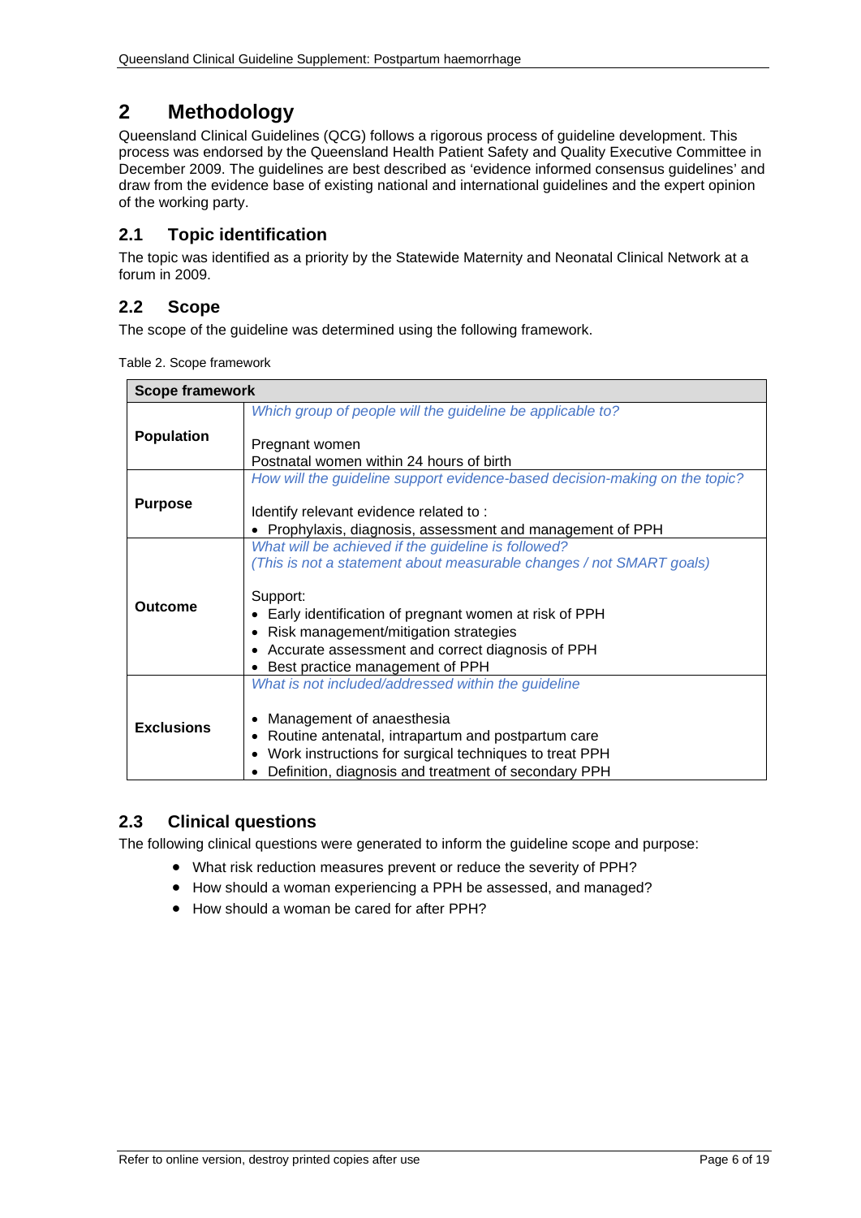# 2 Methodology

Queensland Clinical Guidelines (QCG) follows a rigorous process of guideline development. This process was endorsed by the Queensland Health Patient Safety and Quality Executive Committee in December 2009. The guidelines are best described as 'evidence informed consensus guidelines' and draw from the evidence base of existing national and international guidelines and the expert opinion of the working party.

## 2.1 Topic identification

The topic was identified as a priority by the Statewide Maternity and Neonatal Clinical Network at a forum in 2009.

## 2.2 Scope

The scope of the guideline was determined using the following framework.

Table 2. Scope framework

| Scope framework | |
|---|---|
| **Population** | *Which group of people will the guideline be applicable to?*<br><br>Pregnant women<br>Postnatal women within 24 hours of birth |
| **Purpose** | *How will the guideline support evidence-based decision-making on the topic?*<br><br>Identify relevant evidence related to :<br>• Prophylaxis, diagnosis, assessment and management of PPH |
| **Outcome** | *What will be achieved if the guideline is followed?*<br>*(This is not a statement about measurable changes / not SMART goals)*<br><br>Support:<br>• Early identification of pregnant women at risk of PPH<br>• Risk management/mitigation strategies<br>• Accurate assessment and correct diagnosis of PPH<br>• Best practice management of PPH |
| **Exclusions** | *What is not included/addressed within the guideline*<br><br>• Management of anaesthesia<br>• Routine antenatal, intrapartum and postpartum care<br>• Work instructions for surgical techniques to treat PPH<br>• Definition, diagnosis and treatment of secondary PPH |

## 2.3 Clinical questions

The following clinical questions were generated to inform the guideline scope and purpose:

- What risk reduction measures prevent or reduce the severity of PPH?
- How should a woman experiencing a PPH be assessed, and managed?
- How should a woman be cared for after PPH?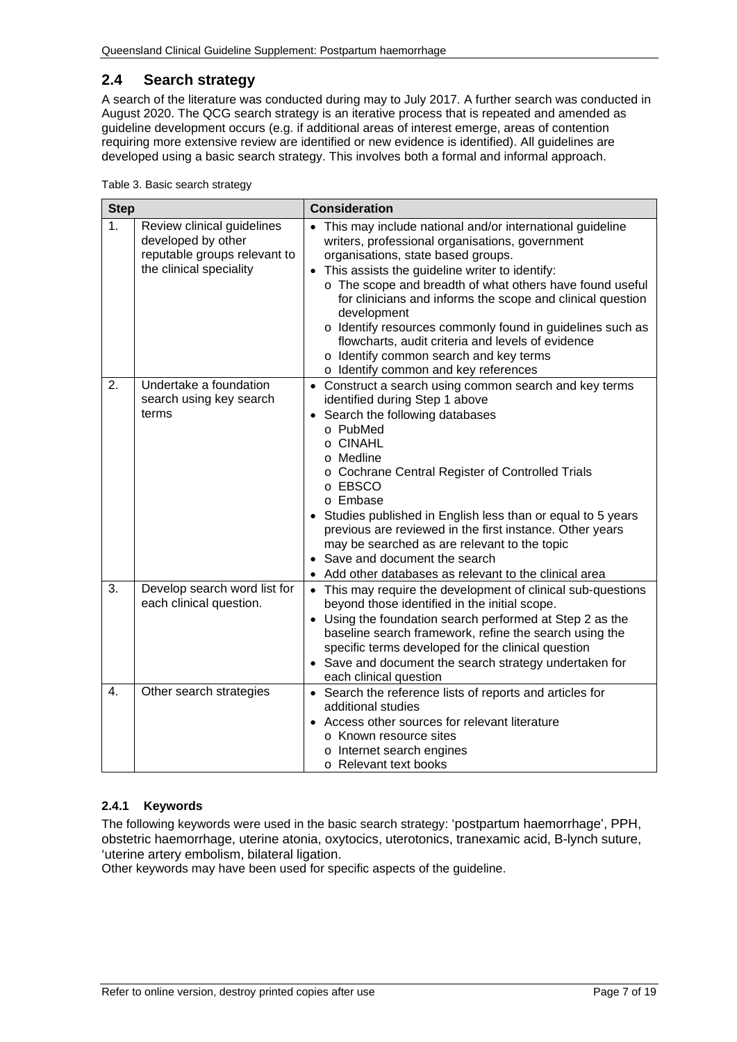## 2.4 Search strategy

A search of the literature was conducted during may to July 2017. A further search was conducted in August 2020. The QCG search strategy is an iterative process that is repeated and amended as guideline development occurs (e.g. if additional areas of interest emerge, areas of contention requiring more extensive review are identified or new evidence is identified). All guidelines are developed using a basic search strategy. This involves both a formal and informal approach.

Table 3. Basic search strategy

| Step | | Consideration |
|---|---|---|
| 1. | Review clinical guidelines developed by other reputable groups relevant to the clinical speciality | • This may include national and/or international guideline writers, professional organisations, government organisations, state based groups.<br>• This assists the guideline writer to identify:<br>o The scope and breadth of what others have found useful for clinicians and informs the scope and clinical question development<br>o Identify resources commonly found in guidelines such as flowcharts, audit criteria and levels of evidence<br>o Identify common search and key terms<br>o Identify common and key references |
| 2. | Undertake a foundation search using key search terms | • Construct a search using common search and key terms identified during Step 1 above<br>• Search the following databases<br>o PubMed<br>o CINAHL<br>o Medline<br>o Cochrane Central Register of Controlled Trials<br>o EBSCO<br>o Embase<br>• Studies published in English less than or equal to 5 years previous are reviewed in the first instance. Other years may be searched as are relevant to the topic<br>• Save and document the search<br>• Add other databases as relevant to the clinical area |
| 3. | Develop search word list for each clinical question. | • This may require the development of clinical sub-questions beyond those identified in the initial scope.<br>• Using the foundation search performed at Step 2 as the baseline search framework, refine the search using the specific terms developed for the clinical question<br>• Save and document the search strategy undertaken for each clinical question |
| 4. | Other search strategies | • Search the reference lists of reports and articles for additional studies<br>• Access other sources for relevant literature<br>o Known resource sites<br>o Internet search engines<br>o Relevant text books |

### 2.4.1 Keywords

The following keywords were used in the basic search strategy: 'postpartum haemorrhage', PPH, obstetric haemorrhage, uterine atonia, oxytocics, uterotonics, tranexamic acid, B-lynch suture, 'uterine artery embolism, bilateral ligation.
Other keywords may have been used for specific aspects of the guideline.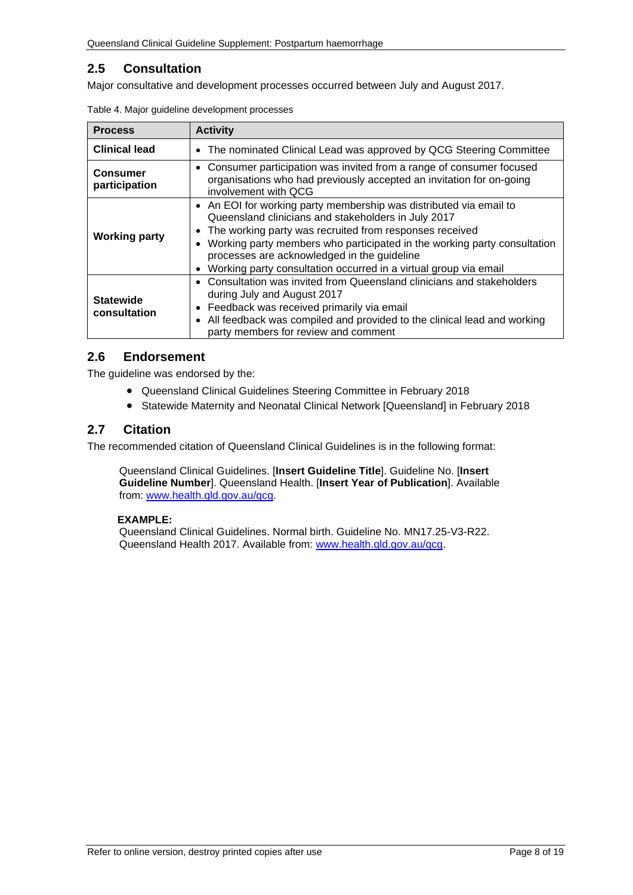## 2.5 Consultation

Major consultative and development processes occurred between July and August 2017.

Table 4. Major guideline development processes

| Process | Activity |
| --- | --- |
| **Clinical lead** | • The nominated Clinical Lead was approved by QCG Steering Committee |
| **Consumer participation** | • Consumer participation was invited from a range of consumer focused organisations who had previously accepted an invitation for on-going involvement with QCG |
| **Working party** | • An EOI for working party membership was distributed via email to Queensland clinicians and stakeholders in July 2017<br>• The working party was recruited from responses received<br>• Working party members who participated in the working party consultation processes are acknowledged in the guideline<br>• Working party consultation occurred in a virtual group via email |
| **Statewide consultation** | • Consultation was invited from Queensland clinicians and stakeholders during July and August 2017<br>• Feedback was received primarily via email<br>• All feedback was compiled and provided to the clinical lead and working party members for review and comment |

## 2.6 Endorsement

The guideline was endorsed by the:

- Queensland Clinical Guidelines Steering Committee in February 2018
- Statewide Maternity and Neonatal Clinical Network [Queensland] in February 2018

## 2.7 Citation

The recommended citation of Queensland Clinical Guidelines is in the following format:

Queensland Clinical Guidelines. [**Insert Guideline Title**]. Guideline No. [**Insert Guideline Number**]. Queensland Health. [**Insert Year of Publication**]. Available from: www.health.qld.gov.au/qcg.

**EXAMPLE:**
Queensland Clinical Guidelines. Normal birth. Guideline No. MN17.25-V3-R22. Queensland Health 2017. Available from: www.health.qld.gov.au/qcg.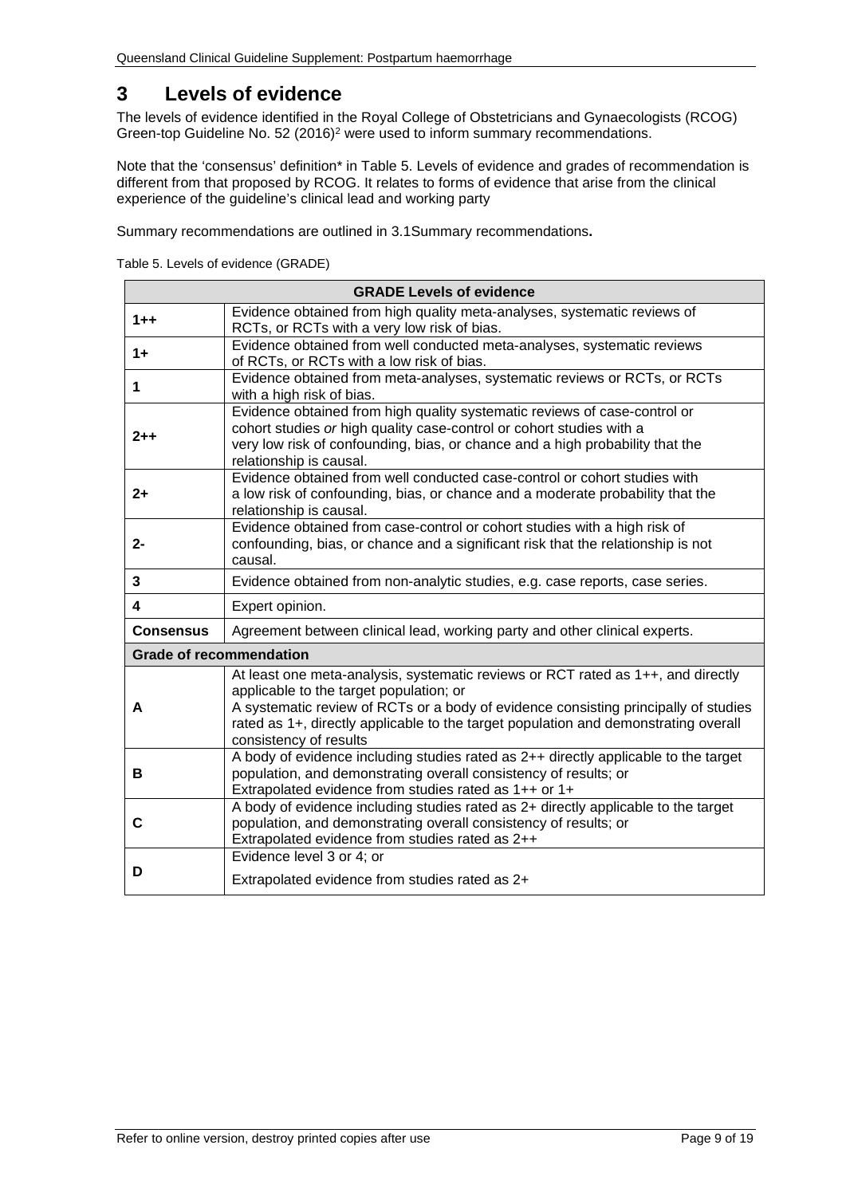# 3 Levels of evidence

The levels of evidence identified in the Royal College of Obstetricians and Gynaecologists (RCOG) Green-top Guideline No. 52 (2016)[2] were used to inform summary recommendations.

Note that the 'consensus' definition* in Table 5. Levels of evidence and grades of recommendation is different from that proposed by RCOG. It relates to forms of evidence that arise from the clinical experience of the guideline's clinical lead and working party

Summary recommendations are outlined in 3.1Summary recommendations**.**

Table 5. Levels of evidence (GRADE)

| **GRADE Levels of evidence** | |
|---|---|
| **1++** | Evidence obtained from high quality meta-analyses, systematic reviews of RCTs, or RCTs with a very low risk of bias. |
| **1+** | Evidence obtained from well conducted meta-analyses, systematic reviews of RCTs, or RCTs with a low risk of bias. |
| **1** | Evidence obtained from meta-analyses, systematic reviews or RCTs, or RCTs with a high risk of bias. |
| **2++** | Evidence obtained from high quality systematic reviews of case-control or cohort studies *or* high quality case-control or cohort studies with a very low risk of confounding, bias, or chance and a high probability that the relationship is causal. |
| **2+** | Evidence obtained from well conducted case-control or cohort studies with a low risk of confounding, bias, or chance and a moderate probability that the relationship is causal. |
| **2-** | Evidence obtained from case-control or cohort studies with a high risk of confounding, bias, or chance and a significant risk that the relationship is not causal. |
| **3** | Evidence obtained from non-analytic studies, e.g. case reports, case series. |
| **4** | Expert opinion. |
| **Consensus** | Agreement between clinical lead, working party and other clinical experts. |
| **Grade of recommendation** | |
| **A** | At least one meta-analysis, systematic reviews or RCT rated as 1++, and directly applicable to the target population; or<br>A systematic review of RCTs or a body of evidence consisting principally of studies rated as 1+, directly applicable to the target population and demonstrating overall consistency of results |
| **B** | A body of evidence including studies rated as 2++ directly applicable to the target population, and demonstrating overall consistency of results; or<br>Extrapolated evidence from studies rated as 1++ or 1+ |
| **C** | A body of evidence including studies rated as 2+ directly applicable to the target population, and demonstrating overall consistency of results; or<br>Extrapolated evidence from studies rated as 2++ |
| **D** | Evidence level 3 or 4; or<br>Extrapolated evidence from studies rated as 2+ |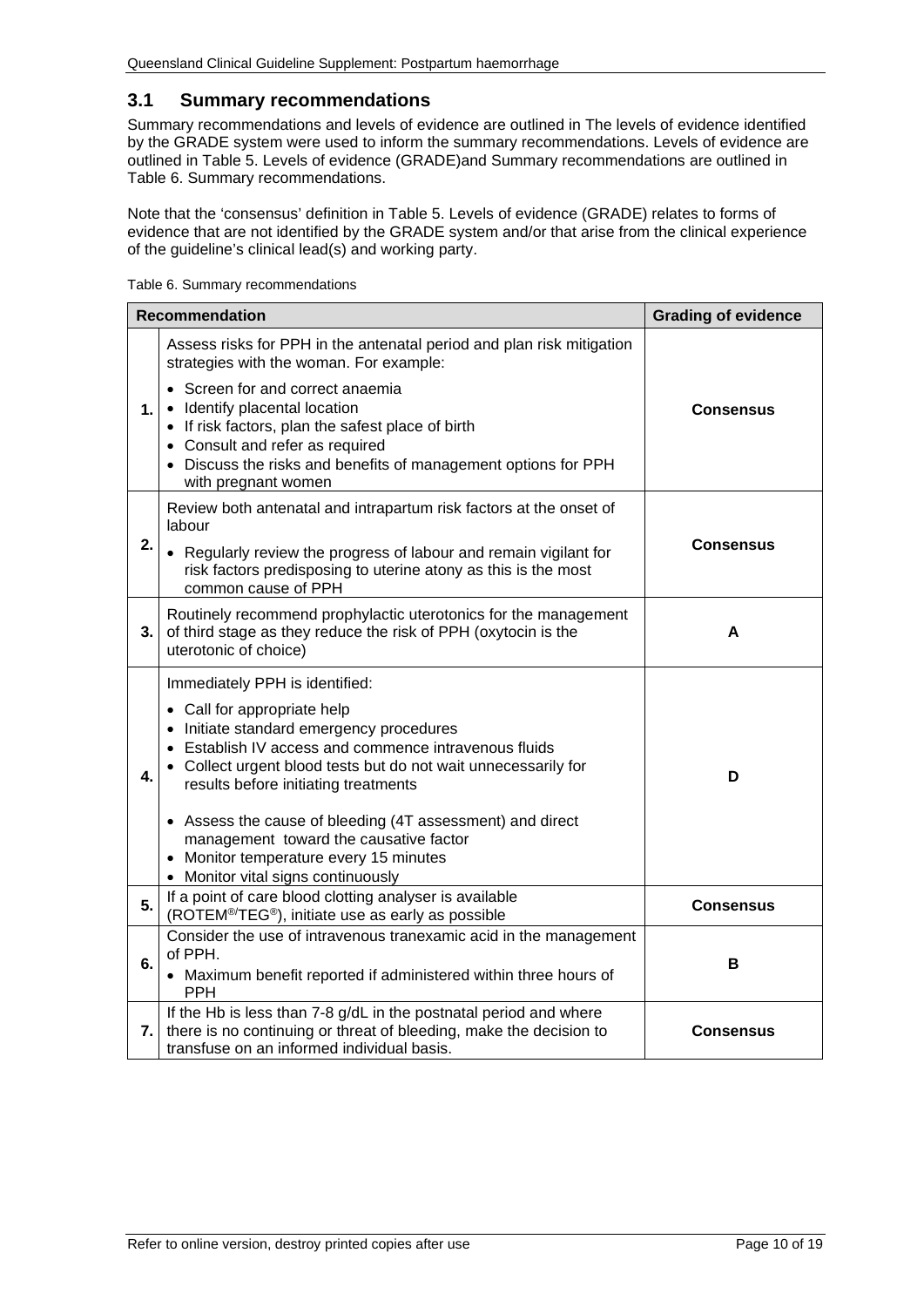## 3.1 Summary recommendations

Summary recommendations and levels of evidence are outlined in The levels of evidence identified by the GRADE system were used to inform the summary recommendations. Levels of evidence are outlined in Table 5. Levels of evidence (GRADE)and Summary recommendations are outlined in Table 6. Summary recommendations.

Note that the 'consensus' definition in Table 5. Levels of evidence (GRADE) relates to forms of evidence that are not identified by the GRADE system and/or that arise from the clinical experience of the guideline's clinical lead(s) and working party.

Table 6. Summary recommendations

| | Recommendation | Grading of evidence |
|---|---|---|
| 1. | Assess risks for PPH in the antenatal period and plan risk mitigation strategies with the woman. For example:<br>• Screen for and correct anaemia<br>• Identify placental location<br>• If risk factors, plan the safest place of birth<br>• Consult and refer as required<br>• Discuss the risks and benefits of management options for PPH with pregnant women | **Consensus** |
| 2. | Review both antenatal and intrapartum risk factors at the onset of labour<br>• Regularly review the progress of labour and remain vigilant for risk factors predisposing to uterine atony as this is the most common cause of PPH | **Consensus** |
| 3. | Routinely recommend prophylactic uterotonics for the management of third stage as they reduce the risk of PPH (oxytocin is the uterotonic of choice) | **A** |
| 4. | Immediately PPH is identified:<br>• Call for appropriate help<br>• Initiate standard emergency procedures<br>• Establish IV access and commence intravenous fluids<br>• Collect urgent blood tests but do not wait unnecessarily for results before initiating treatments<br>• Assess the cause of bleeding (4T assessment) and direct management toward the causative factor<br>• Monitor temperature every 15 minutes<br>• Monitor vital signs continuously | **D** |
| 5. | If a point of care blood clotting analyser is available (ROTEM®/TEG®), initiate use as early as possible | **Consensus** |
| 6. | Consider the use of intravenous tranexamic acid in the management of PPH.<br>• Maximum benefit reported if administered within three hours of PPH | **B** |
| 7. | If the Hb is less than 7-8 g/dL in the postnatal period and where there is no continuing or threat of bleeding, make the decision to transfuse on an informed individual basis. | **Consensus** |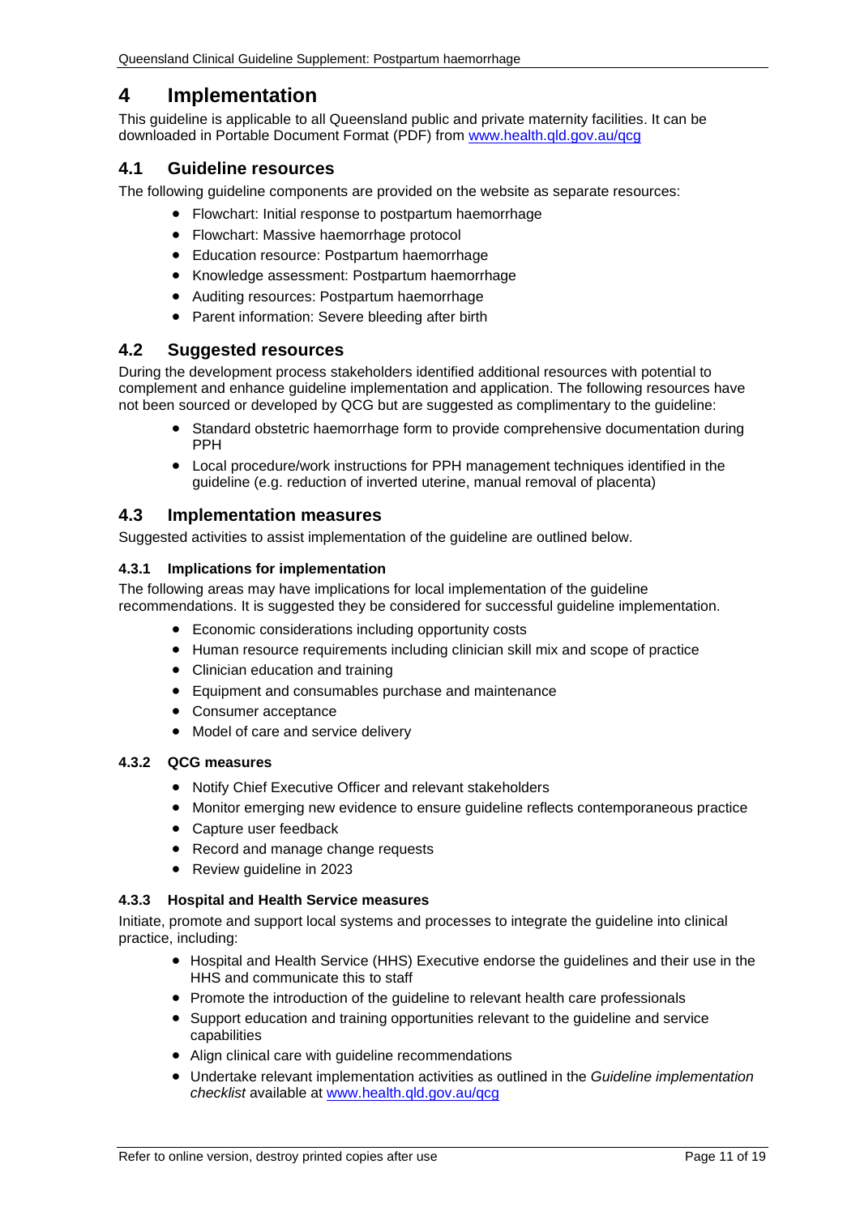# 4 Implementation

This guideline is applicable to all Queensland public and private maternity facilities. It can be downloaded in Portable Document Format (PDF) from [www.health.qld.gov.au/qcg](www.health.qld.gov.au/qcg)

## 4.1 Guideline resources

The following guideline components are provided on the website as separate resources:

- Flowchart: Initial response to postpartum haemorrhage
- Flowchart: Massive haemorrhage protocol
- Education resource: Postpartum haemorrhage
- Knowledge assessment: Postpartum haemorrhage
- Auditing resources: Postpartum haemorrhage
- Parent information: Severe bleeding after birth

## 4.2 Suggested resources

During the development process stakeholders identified additional resources with potential to complement and enhance guideline implementation and application. The following resources have not been sourced or developed by QCG but are suggested as complimentary to the guideline:

- Standard obstetric haemorrhage form to provide comprehensive documentation during PPH
- Local procedure/work instructions for PPH management techniques identified in the guideline (e.g. reduction of inverted uterine, manual removal of placenta)

## 4.3 Implementation measures

Suggested activities to assist implementation of the guideline are outlined below.

### 4.3.1 Implications for implementation

The following areas may have implications for local implementation of the guideline recommendations. It is suggested they be considered for successful guideline implementation.

- Economic considerations including opportunity costs
- Human resource requirements including clinician skill mix and scope of practice
- Clinician education and training
- Equipment and consumables purchase and maintenance
- Consumer acceptance
- Model of care and service delivery

### 4.3.2 QCG measures

- Notify Chief Executive Officer and relevant stakeholders
- Monitor emerging new evidence to ensure guideline reflects contemporaneous practice
- Capture user feedback
- Record and manage change requests
- Review guideline in 2023

### 4.3.3 Hospital and Health Service measures

Initiate, promote and support local systems and processes to integrate the guideline into clinical practice, including:

- Hospital and Health Service (HHS) Executive endorse the guidelines and their use in the HHS and communicate this to staff
- Promote the introduction of the guideline to relevant health care professionals
- Support education and training opportunities relevant to the guideline and service capabilities
- Align clinical care with guideline recommendations
- Undertake relevant implementation activities as outlined in the *Guideline implementation checklist* available at [www.health.qld.gov.au/qcg](www.health.qld.gov.au/qcg)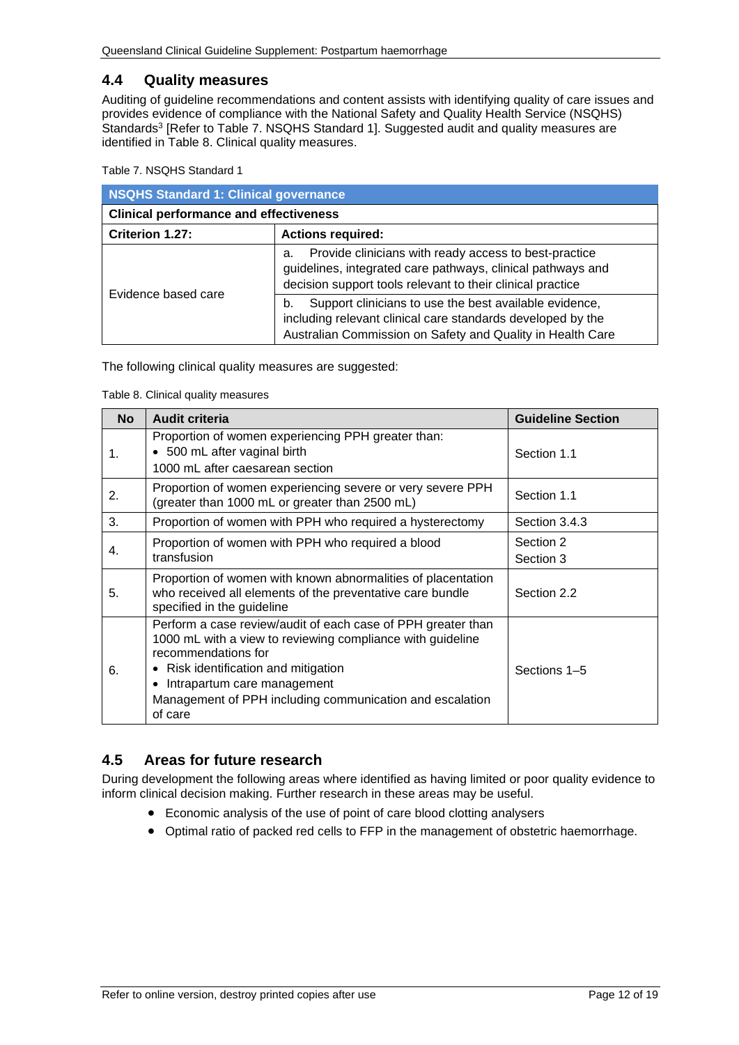## 4.4 Quality measures

Auditing of guideline recommendations and content assists with identifying quality of care issues and provides evidence of compliance with the National Safety and Quality Health Service (NSQHS) Standards[3] [Refer to Table 7. NSQHS Standard 1]. Suggested audit and quality measures are identified in Table 8. Clinical quality measures.

Table 7. NSQHS Standard 1

| **NSQHS Standard 1: Clinical governance** | |
|---|---|
| **Clinical performance and effectiveness** | |
| **Criterion 1.27:** | **Actions required:** |
| Evidence based care | a. Provide clinicians with ready access to best-practice guidelines, integrated care pathways, clinical pathways and decision support tools relevant to their clinical practice |
| | b. Support clinicians to use the best available evidence, including relevant clinical care standards developed by the Australian Commission on Safety and Quality in Health Care |

The following clinical quality measures are suggested:

Table 8. Clinical quality measures

| No | Audit criteria | Guideline Section |
|---|---|---|
| 1. | Proportion of women experiencing PPH greater than:<br>• 500 mL after vaginal birth<br>1000 mL after caesarean section | Section 1.1 |
| 2. | Proportion of women experiencing severe or very severe PPH (greater than 1000 mL or greater than 2500 mL) | Section 1.1 |
| 3. | Proportion of women with PPH who required a hysterectomy | Section 3.4.3 |
| 4. | Proportion of women with PPH who required a blood transfusion | Section 2<br>Section 3 |
| 5. | Proportion of women with known abnormalities of placentation who received all elements of the preventative care bundle specified in the guideline | Section 2.2 |
| 6. | Perform a case review/audit of each case of PPH greater than 1000 mL with a view to reviewing compliance with guideline recommendations for<br>• Risk identification and mitigation<br>• Intrapartum care management<br>Management of PPH including communication and escalation of care | Sections 1–5 |

## 4.5 Areas for future research

During development the following areas where identified as having limited or poor quality evidence to inform clinical decision making. Further research in these areas may be useful.

- Economic analysis of the use of point of care blood clotting analysers
- Optimal ratio of packed red cells to FFP in the management of obstetric haemorrhage.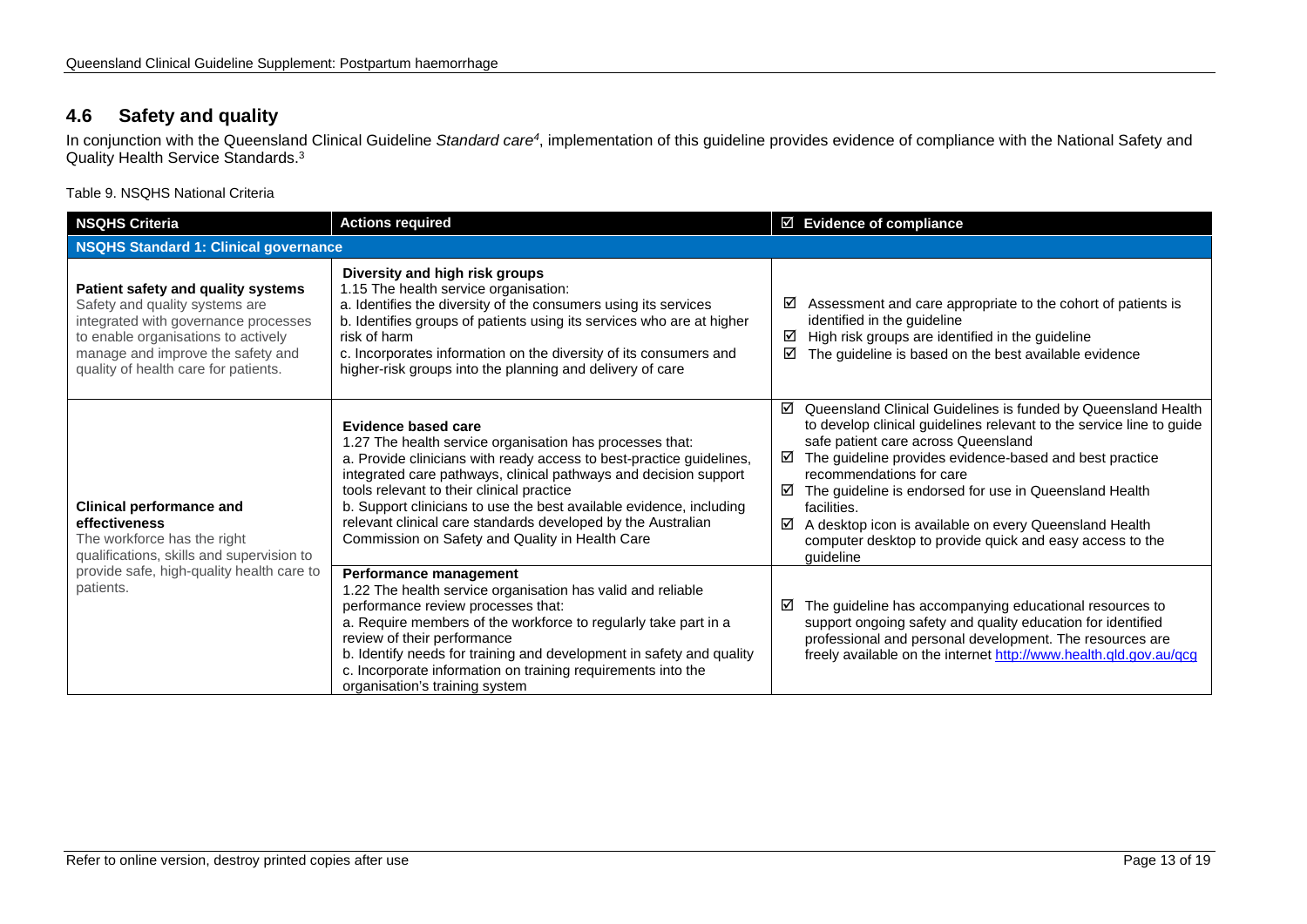## 4.6 Safety and quality

In conjunction with the Queensland Clinical Guideline *Standard care*[4], implementation of this guideline provides evidence of compliance with the National Safety and Quality Health Service Standards.[3]

Table 9. NSQHS National Criteria

| NSQHS Criteria | Actions required | ☑ Evidence of compliance |
|---|---|---|
| **NSQHS Standard 1: Clinical governance** | | |
| **Patient safety and quality systems**<br>Safety and quality systems are integrated with governance processes to enable organisations to actively manage and improve the safety and quality of health care for patients. | **Diversity and high risk groups**<br>1.15 The health service organisation:<br>a. Identifies the diversity of the consumers using its services<br>b. Identifies groups of patients using its services who are at higher risk of harm<br>c. Incorporates information on the diversity of its consumers and higher-risk groups into the planning and delivery of care | ☑ Assessment and care appropriate to the cohort of patients is identified in the guideline<br>☑ High risk groups are identified in the guideline<br>☑ The guideline is based on the best available evidence |
| **Clinical performance and effectiveness**<br>The workforce has the right qualifications, skills and supervision to provide safe, high-quality health care to patients. | **Evidence based care**<br>1.27 The health service organisation has processes that:<br>a. Provide clinicians with ready access to best-practice guidelines, integrated care pathways, clinical pathways and decision support tools relevant to their clinical practice<br>b. Support clinicians to use the best available evidence, including relevant clinical care standards developed by the Australian Commission on Safety and Quality in Health Care | ☑ Queensland Clinical Guidelines is funded by Queensland Health to develop clinical guidelines relevant to the service line to guide safe patient care across Queensland<br>☑ The guideline provides evidence-based and best practice recommendations for care<br>☑ The guideline is endorsed for use in Queensland Health facilities.<br>☑ A desktop icon is available on every Queensland Health computer desktop to provide quick and easy access to the guideline |
| | **Performance management**<br>1.22 The health service organisation has valid and reliable performance review processes that:<br>a. Require members of the workforce to regularly take part in a review of their performance<br>b. Identify needs for training and development in safety and quality<br>c. Incorporate information on training requirements into the organisation's training system | ☑ The guideline has accompanying educational resources to support ongoing safety and quality education for identified professional and personal development. The resources are freely available on the internet http://www.health.qld.gov.au/qcg |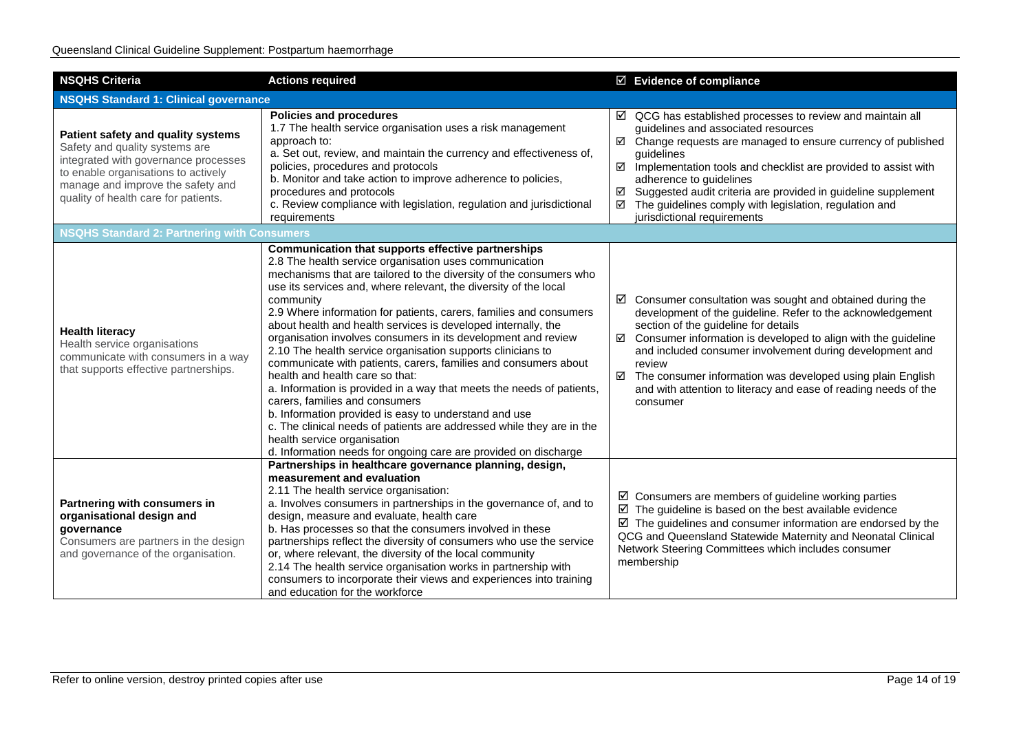| NSQHS Criteria | Actions required | ☑ Evidence of compliance |
|---|---|---|
| **NSQHS Standard 1: Clinical governance** | | |
| **Patient safety and quality systems**<br>Safety and quality systems are integrated with governance processes to enable organisations to actively manage and improve the safety and quality of health care for patients. | **Policies and procedures**<br>1.7 The health service organisation uses a risk management approach to:<br>a. Set out, review, and maintain the currency and effectiveness of, policies, procedures and protocols<br>b. Monitor and take action to improve adherence to policies, procedures and protocols<br>c. Review compliance with legislation, regulation and jurisdictional requirements | ☑ QCG has established processes to review and maintain all guidelines and associated resources<br>☑ Change requests are managed to ensure currency of published guidelines<br>☑ Implementation tools and checklist are provided to assist with adherence to guidelines<br>☑ Suggested audit criteria are provided in guideline supplement<br>☑ The guidelines comply with legislation, regulation and jurisdictional requirements |
| **NSQHS Standard 2: Partnering with Consumers** | | |
| **Health literacy**<br>Health service organisations communicate with consumers in a way that supports effective partnerships. | **Communication that supports effective partnerships**<br>2.8 The health service organisation uses communication mechanisms that are tailored to the diversity of the consumers who use its services and, where relevant, the diversity of the local community<br>2.9 Where information for patients, carers, families and consumers about health and health services is developed internally, the organisation involves consumers in its development and review<br>2.10 The health service organisation supports clinicians to communicate with patients, carers, families and consumers about health and health care so that:<br>a. Information is provided in a way that meets the needs of patients, carers, families and consumers<br>b. Information provided is easy to understand and use<br>c. The clinical needs of patients are addressed while they are in the health service organisation<br>d. Information needs for ongoing care are provided on discharge | ☑ Consumer consultation was sought and obtained during the development of the guideline. Refer to the acknowledgement section of the guideline for details<br>☑ Consumer information is developed to align with the guideline and included consumer involvement during development and review<br>☑ The consumer information was developed using plain English and with attention to literacy and ease of reading needs of the consumer |
| **Partnering with consumers in organisational design and governance**<br>Consumers are partners in the design and governance of the organisation. | **Partnerships in healthcare governance planning, design, measurement and evaluation**<br>2.11 The health service organisation:<br>a. Involves consumers in partnerships in the governance of, and to design, measure and evaluate, health care<br>b. Has processes so that the consumers involved in these partnerships reflect the diversity of consumers who use the service or, where relevant, the diversity of the local community<br>2.14 The health service organisation works in partnership with consumers to incorporate their views and experiences into training and education for the workforce | ☑ Consumers are members of guideline working parties<br>☑ The guideline is based on the best available evidence<br>☑ The guidelines and consumer information are endorsed by the QCG and Queensland Statewide Maternity and Neonatal Clinical Network Steering Committees which includes consumer membership |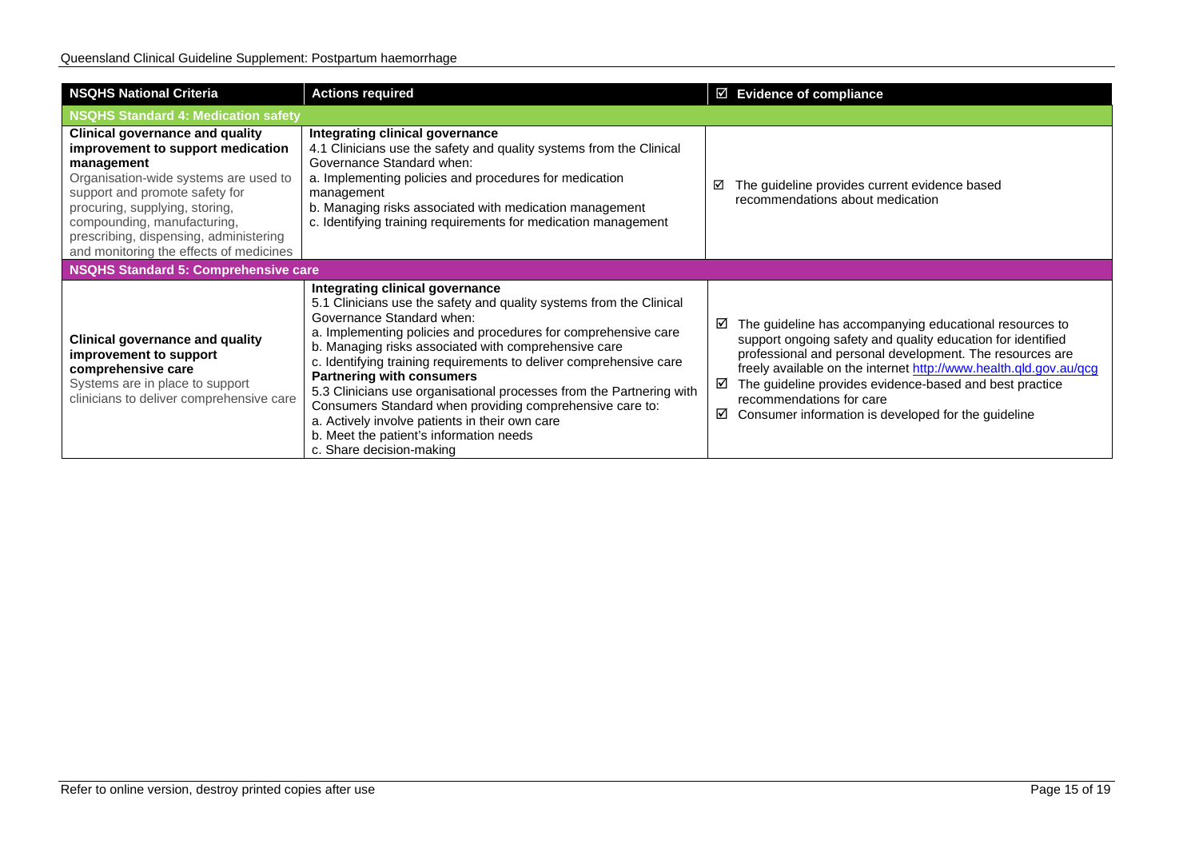| NSQHS National Criteria | Actions required | ☑ Evidence of compliance |
|---|---|---|
| **NSQHS Standard 4: Medication safety** | | |
| **Clinical governance and quality improvement to support medication management**<br>Organisation-wide systems are used to support and promote safety for procuring, supplying, storing, compounding, manufacturing, prescribing, dispensing, administering and monitoring the effects of medicines | **Integrating clinical governance**<br>4.1 Clinicians use the safety and quality systems from the Clinical Governance Standard when:<br>a. Implementing policies and procedures for medication management<br>b. Managing risks associated with medication management<br>c. Identifying training requirements for medication management | ☑ The guideline provides current evidence based recommendations about medication |
| **NSQHS Standard 5: Comprehensive care** | | |
| **Clinical governance and quality improvement to support comprehensive care**<br>Systems are in place to support clinicians to deliver comprehensive care | **Integrating clinical governance**<br>5.1 Clinicians use the safety and quality systems from the Clinical Governance Standard when:<br>a. Implementing policies and procedures for comprehensive care<br>b. Managing risks associated with comprehensive care<br>c. Identifying training requirements to deliver comprehensive care<br>**Partnering with consumers**<br>5.3 Clinicians use organisational processes from the Partnering with Consumers Standard when providing comprehensive care to:<br>a. Actively involve patients in their own care<br>b. Meet the patient's information needs<br>c. Share decision-making | ☑ The guideline has accompanying educational resources to support ongoing safety and quality education for identified professional and personal development. The resources are freely available on the internet http://www.health.qld.gov.au/qcg<br>☑ The guideline provides evidence-based and best practice recommendations for care<br>☑ Consumer information is developed for the guideline |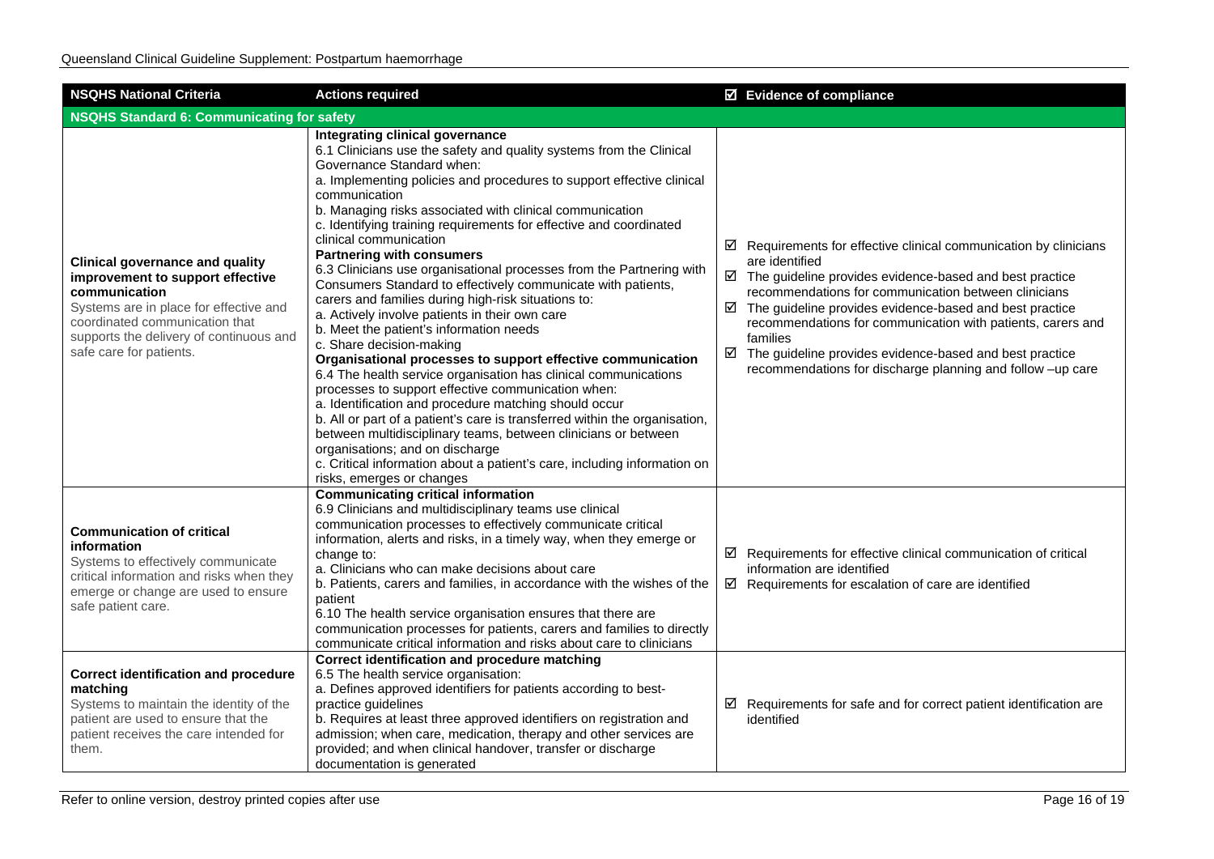| NSQHS National Criteria | Actions required | ☑ Evidence of compliance |
| --- | --- | --- |
| **NSQHS Standard 6: Communicating for safety** | | |
| **Clinical governance and quality improvement to support effective communication**<br>Systems are in place for effective and coordinated communication that supports the delivery of continuous and safe care for patients. | **Integrating clinical governance**<br>6.1 Clinicians use the safety and quality systems from the Clinical Governance Standard when:<br>a. Implementing policies and procedures to support effective clinical communication<br>b. Managing risks associated with clinical communication<br>c. Identifying training requirements for effective and coordinated clinical communication<br>**Partnering with consumers**<br>6.3 Clinicians use organisational processes from the Partnering with Consumers Standard to effectively communicate with patients, carers and families during high-risk situations to:<br>a. Actively involve patients in their own care<br>b. Meet the patient's information needs<br>c. Share decision-making<br>**Organisational processes to support effective communication**<br>6.4 The health service organisation has clinical communications processes to support effective communication when:<br>a. Identification and procedure matching should occur<br>b. All or part of a patient's care is transferred within the organisation, between multidisciplinary teams, between clinicians or between organisations; and on discharge<br>c. Critical information about a patient's care, including information on risks, emerges or changes | ☑ Requirements for effective clinical communication by clinicians are identified<br>☑ The guideline provides evidence-based and best practice recommendations for communication between clinicians<br>☑ The guideline provides evidence-based and best practice recommendations for communication with patients, carers and families<br>☑ The guideline provides evidence-based and best practice recommendations for discharge planning and follow –up care |
| **Communication of critical information**<br>Systems to effectively communicate critical information and risks when they emerge or change are used to ensure safe patient care. | **Communicating critical information**<br>6.9 Clinicians and multidisciplinary teams use clinical communication processes to effectively communicate critical information, alerts and risks, in a timely way, when they emerge or change to:<br>a. Clinicians who can make decisions about care<br>b. Patients, carers and families, in accordance with the wishes of the patient<br>6.10 The health service organisation ensures that there are communication processes for patients, carers and families to directly communicate critical information and risks about care to clinicians | ☑ Requirements for effective clinical communication of critical information are identified<br>☑ Requirements for escalation of care are identified |
| **Correct identification and procedure matching**<br>Systems to maintain the identity of the patient are used to ensure that the patient receives the care intended for them. | **Correct identification and procedure matching**<br>6.5 The health service organisation:<br>a. Defines approved identifiers for patients according to best-practice guidelines<br>b. Requires at least three approved identifiers on registration and admission; when care, medication, therapy and other services are provided; and when clinical handover, transfer or discharge documentation is generated | ☑ Requirements for safe and for correct patient identification are identified |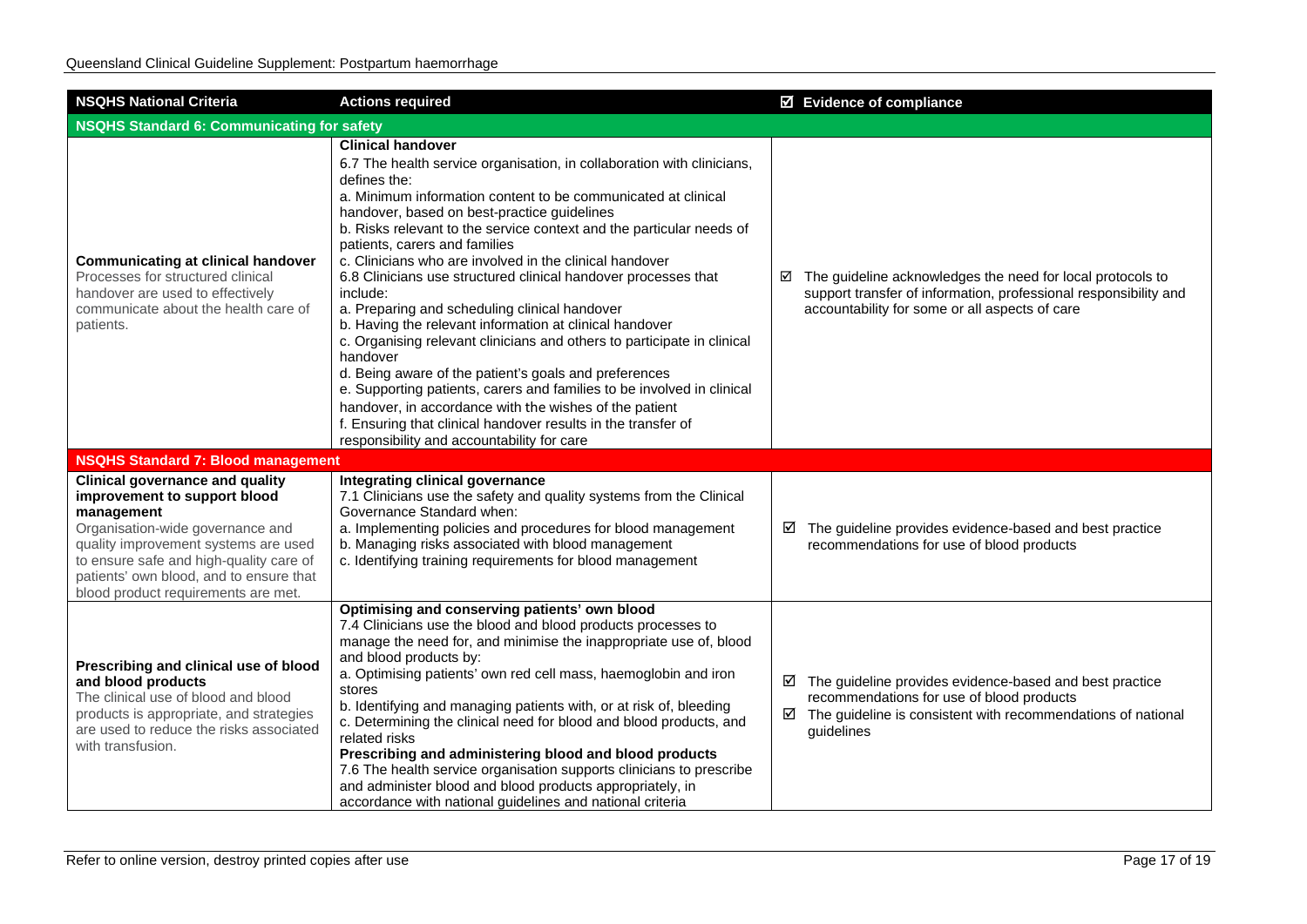| NSQHS National Criteria | Actions required | ☑ Evidence of compliance |
|---|---|---|
| **NSQHS Standard 6: Communicating for safety** | | |
| **Communicating at clinical handover** Processes for structured clinical handover are used to effectively communicate about the health care of patients. | **Clinical handover** 6.7 The health service organisation, in collaboration with clinicians, defines the: a. Minimum information content to be communicated at clinical handover, based on best-practice guidelines b. Risks relevant to the service context and the particular needs of patients, carers and families c. Clinicians who are involved in the clinical handover 6.8 Clinicians use structured clinical handover processes that include: a. Preparing and scheduling clinical handover b. Having the relevant information at clinical handover c. Organising relevant clinicians and others to participate in clinical handover d. Being aware of the patient's goals and preferences e. Supporting patients, carers and families to be involved in clinical handover, in accordance with the wishes of the patient f. Ensuring that clinical handover results in the transfer of responsibility and accountability for care | ☑ The guideline acknowledges the need for local protocols to support transfer of information, professional responsibility and accountability for some or all aspects of care |
| **NSQHS Standard 7: Blood management** | | |
| **Clinical governance and quality improvement to support blood management** Organisation-wide governance and quality improvement systems are used to ensure safe and high-quality care of patients' own blood, and to ensure that blood product requirements are met. | **Integrating clinical governance** 7.1 Clinicians use the safety and quality systems from the Clinical Governance Standard when: a. Implementing policies and procedures for blood management b. Managing risks associated with blood management c. Identifying training requirements for blood management | ☑ The guideline provides evidence-based and best practice recommendations for use of blood products |
| **Prescribing and clinical use of blood and blood products** The clinical use of blood and blood products is appropriate, and strategies are used to reduce the risks associated with transfusion. | **Optimising and conserving patients' own blood** 7.4 Clinicians use the blood and blood products processes to manage the need for, and minimise the inappropriate use of, blood and blood products by: a. Optimising patients' own red cell mass, haemoglobin and iron stores b. Identifying and managing patients with, or at risk of, bleeding c. Determining the clinical need for blood and blood products, and related risks **Prescribing and administering blood and blood products** 7.6 The health service organisation supports clinicians to prescribe and administer blood and blood products appropriately, in accordance with national guidelines and national criteria | ☑ The guideline provides evidence-based and best practice recommendations for use of blood products ☑ The guideline is consistent with recommendations of national guidelines |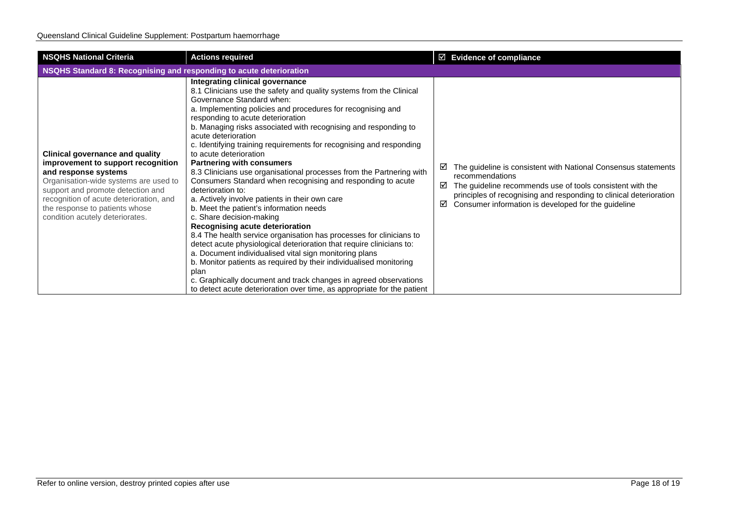| NSQHS National Criteria | Actions required | ☑ Evidence of compliance |
| --- | --- | --- |
| **NSQHS Standard 8: Recognising and responding to acute deterioration** | | |
| **Clinical governance and quality improvement to support recognition and response systems**<br>Organisation-wide systems are used to support and promote detection and recognition of acute deterioration, and the response to patients whose condition acutely deteriorates. | **Integrating clinical governance**<br>8.1 Clinicians use the safety and quality systems from the Clinical Governance Standard when:<br>a. Implementing policies and procedures for recognising and responding to acute deterioration<br>b. Managing risks associated with recognising and responding to acute deterioration<br>c. Identifying training requirements for recognising and responding to acute deterioration<br>**Partnering with consumers**<br>8.3 Clinicians use organisational processes from the Partnering with Consumers Standard when recognising and responding to acute deterioration to:<br>a. Actively involve patients in their own care<br>b. Meet the patient's information needs<br>c. Share decision-making<br>**Recognising acute deterioration**<br>8.4 The health service organisation has processes for clinicians to detect acute physiological deterioration that require clinicians to:<br>a. Document individualised vital sign monitoring plans<br>b. Monitor patients as required by their individualised monitoring plan<br>c. Graphically document and track changes in agreed observations to detect acute deterioration over time, as appropriate for the patient | ☑ The guideline is consistent with National Consensus statements recommendations<br>☑ The guideline recommends use of tools consistent with the principles of recognising and responding to clinical deterioration<br>☑ Consumer information is developed for the guideline |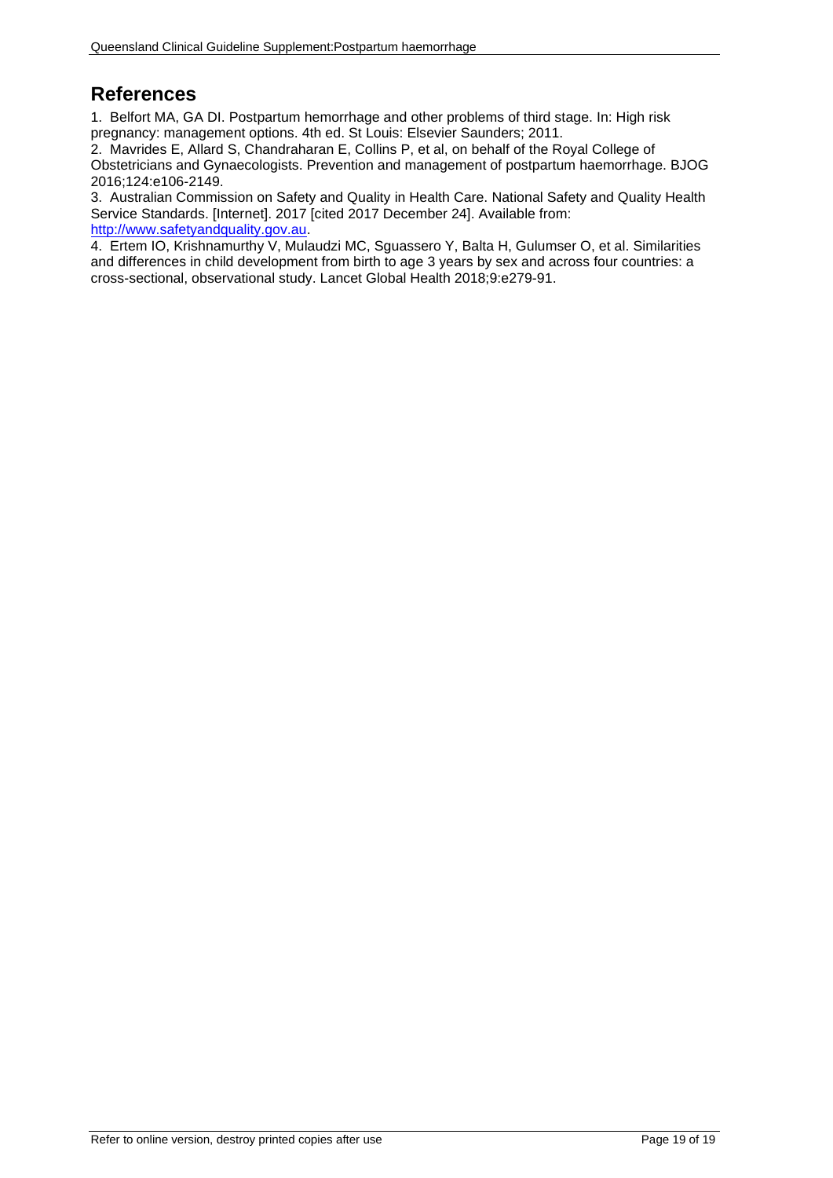# References

1. Belfort MA, GA DI. Postpartum hemorrhage and other problems of third stage. In: High risk pregnancy: management options. 4th ed. St Louis: Elsevier Saunders; 2011.
2. Mavrides E, Allard S, Chandraharan E, Collins P, et al, on behalf of the Royal College of Obstetricians and Gynaecologists. Prevention and management of postpartum haemorrhage. BJOG 2016;124:e106-2149.
3. Australian Commission on Safety and Quality in Health Care. National Safety and Quality Health Service Standards. [Internet]. 2017 [cited 2017 December 24]. Available from: http://www.safetyandquality.gov.au.
4. Ertem IO, Krishnamurthy V, Mulaudzi MC, Sguassero Y, Balta H, Gulumser O, et al. Similarities and differences in child development from birth to age 3 years by sex and across four countries: a cross-sectional, observational study. Lancet Global Health 2018;9:e279-91.